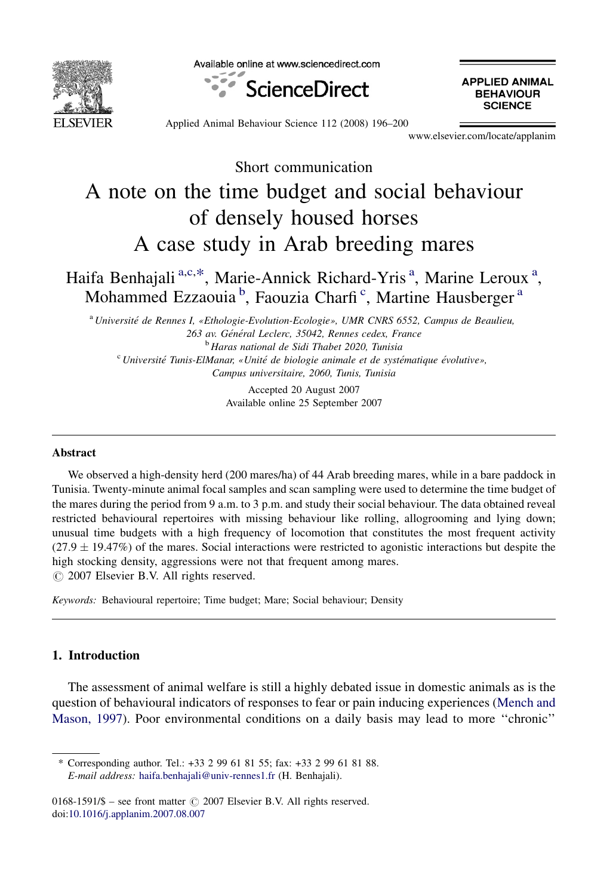Short communication

# A note on the time budget and social behaviour of densely housed horses
# A case study in Arab breeding mares

Haifa Benhajali [a,c,*], Marie-Annick Richard-Yris [a], Marine Leroux [a], Mohammed Ezzaouia [b], Faouzia Charfi [c], Martine Hausberger [a]

[a] *Université de Rennes I, «Ethologie-Evolution-Ecologie», UMR CNRS 6552, Campus de Beaulieu, 263 av. Général Leclerc, 35042, Rennes cedex, France*

[b] *Haras national de Sidi Thabet 2020, Tunisia*

[c] *Université Tunis-ElManar, «Unité de biologie animale et de systématique évolutive», Campus universitaire, 2060, Tunis, Tunisia*

Accepted 20 August 2007

Available online 25 September 2007

## Abstract

We observed a high-density herd (200 mares/ha) of 44 Arab breeding mares, while in a bare paddock in Tunisia. Twenty-minute animal focal samples and scan sampling were used to determine the time budget of the mares during the period from 9 a.m. to 3 p.m. and study their social behaviour. The data obtained reveal restricted behavioural repertoires with missing behaviour like rolling, allogrooming and lying down; unusual time budgets with a high frequency of locomotion that constitutes the most frequent activity ($27.9 \pm 19.47\%$) of the mares. Social interactions were restricted to agonistic interactions but despite the high stocking density, aggressions were not that frequent among mares.

© 2007 Elsevier B.V. All rights reserved.

*Keywords:* Behavioural repertoire; Time budget; Mare; Social behaviour; Density

## 1. Introduction

The assessment of animal welfare is still a highly debated issue in domestic animals as is the question of behavioural indicators of responses to fear or pain inducing experiences (Mench and Mason, 1997). Poor environmental conditions on a daily basis may lead to more ''chronic''

\* Corresponding author. Tel.: +33 2 99 61 81 55; fax: +33 2 99 61 81 88.
*E-mail address:* haifa.benhajali@univ-rennes1.fr (H. Benhajali).

0168-1591/$ – see front matter © 2007 Elsevier B.V. All rights reserved.
doi:10.1016/j.applanim.2007.08.007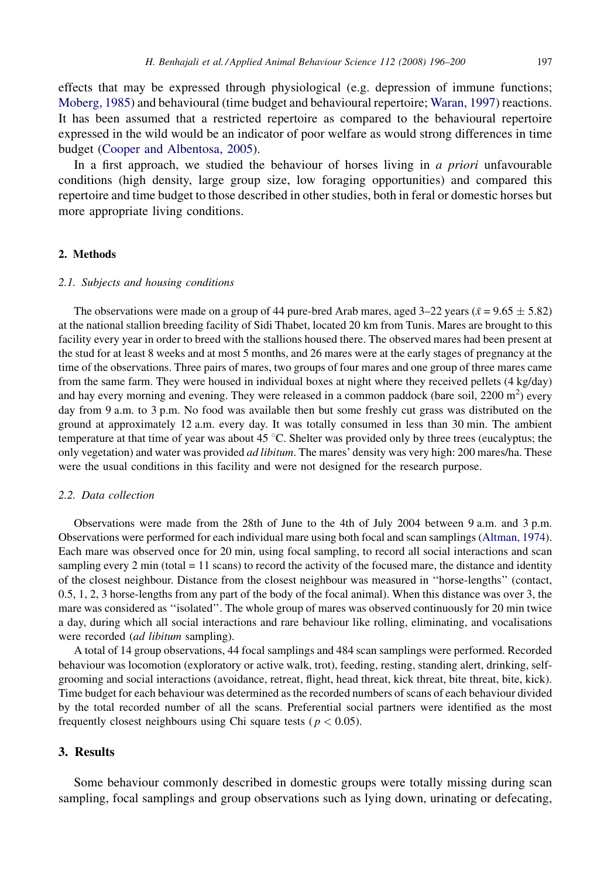effects that may be expressed through physiological (e.g. depression of immune functions; Moberg, 1985) and behavioural (time budget and behavioural repertoire; Waran, 1997) reactions. It has been assumed that a restricted repertoire as compared to the behavioural repertoire expressed in the wild would be an indicator of poor welfare as would strong differences in time budget (Cooper and Albentosa, 2005).

In a first approach, we studied the behaviour of horses living in *a priori* unfavourable conditions (high density, large group size, low foraging opportunities) and compared this repertoire and time budget to those described in other studies, both in feral or domestic horses but more appropriate living conditions.

## 2. Methods

### 2.1. Subjects and housing conditions

The observations were made on a group of 44 pure-bred Arab mares, aged 3–22 years ($\bar{x} = 9.65 \pm 5.82$) at the national stallion breeding facility of Sidi Thabet, located 20 km from Tunis. Mares are brought to this facility every year in order to breed with the stallions housed there. The observed mares had been present at the stud for at least 8 weeks and at most 5 months, and 26 mares were at the early stages of pregnancy at the time of the observations. Three pairs of mares, two groups of four mares and one group of three mares came from the same farm. They were housed in individual boxes at night where they received pellets (4 kg/day) and hay every morning and evening. They were released in a common paddock (bare soil, 2200 $m^2$) every day from 9 a.m. to 3 p.m. No food was available then but some freshly cut grass was distributed on the ground at approximately 12 a.m. every day. It was totally consumed in less than 30 min. The ambient temperature at that time of year was about 45 °C. Shelter was provided only by three trees (eucalyptus; the only vegetation) and water was provided *ad libitum*. The mares' density was very high: 200 mares/ha. These were the usual conditions in this facility and were not designed for the research purpose.

### 2.2. Data collection

Observations were made from the 28th of June to the 4th of July 2004 between 9 a.m. and 3 p.m. Observations were performed for each individual mare using both focal and scan samplings (Altman, 1974). Each mare was observed once for 20 min, using focal sampling, to record all social interactions and scan sampling every 2 min (total = 11 scans) to record the activity of the focused mare, the distance and identity of the closest neighbour. Distance from the closest neighbour was measured in ''horse-lengths'' (contact, 0.5, 1, 2, 3 horse-lengths from any part of the body of the focal animal). When this distance was over 3, the mare was considered as ''isolated''. The whole group of mares was observed continuously for 20 min twice a day, during which all social interactions and rare behaviour like rolling, eliminating, and vocalisations were recorded (*ad libitum* sampling).

A total of 14 group observations, 44 focal samplings and 484 scan samplings were performed. Recorded behaviour was locomotion (exploratory or active walk, trot), feeding, resting, standing alert, drinking, self-grooming and social interactions (avoidance, retreat, flight, head threat, kick threat, bite threat, bite, kick). Time budget for each behaviour was determined as the recorded numbers of scans of each behaviour divided by the total recorded number of all the scans. Preferential social partners were identified as the most frequently closest neighbours using Chi square tests ($p < 0.05$).

## 3. Results

Some behaviour commonly described in domestic groups were totally missing during scan sampling, focal samplings and group observations such as lying down, urinating or defecating,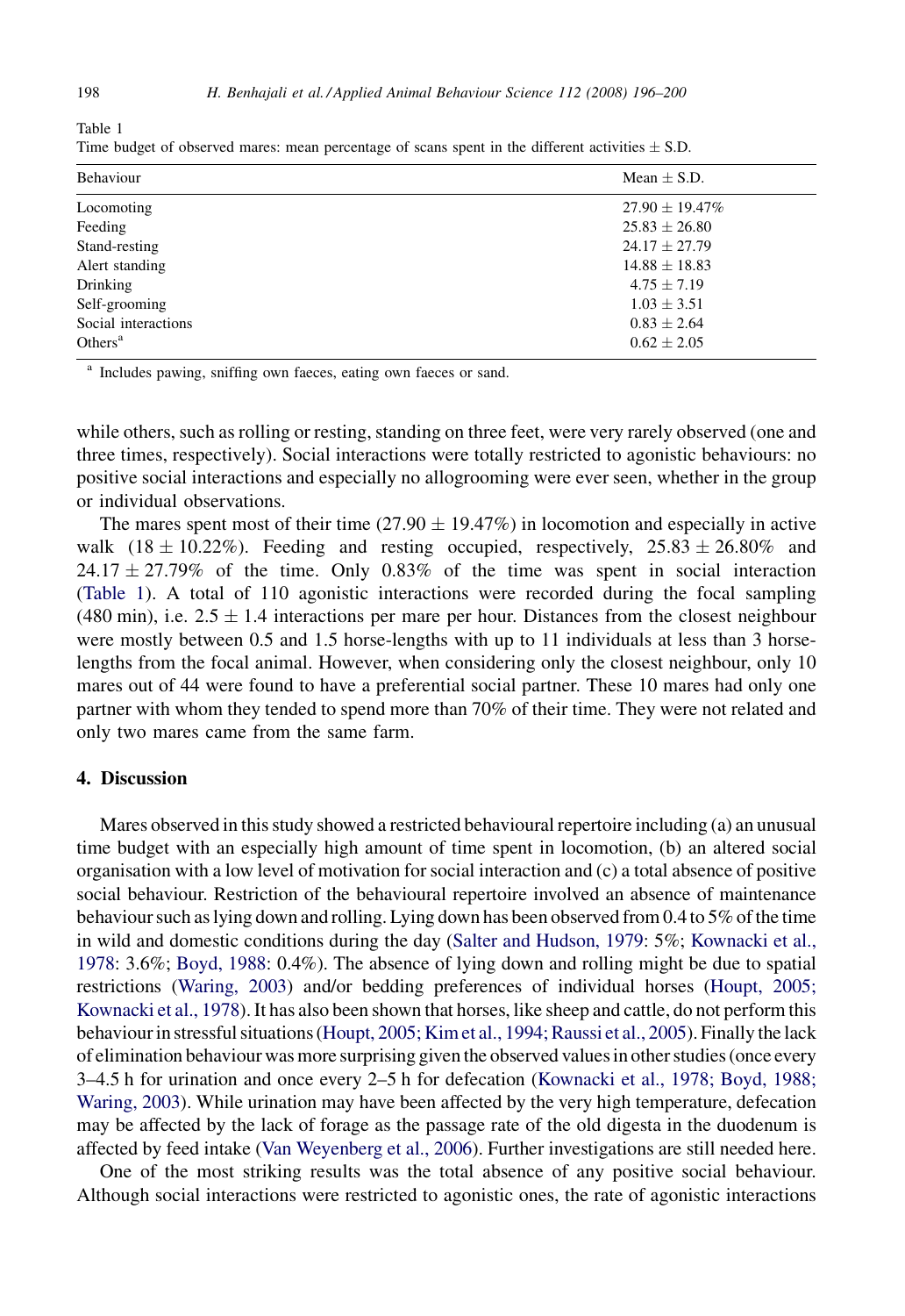Table 1
Time budget of observed mares: mean percentage of scans spent in the different activities ± S.D.

| Behaviour | Mean ± S.D. |
|---|---|
| Locomoting | 27.90 ± 19.47% |
| Feeding | 25.83 ± 26.80 |
| Stand-resting | 24.17 ± 27.79 |
| Alert standing | 14.88 ± 18.83 |
| Drinking | 4.75 ± 7.19 |
| Self-grooming | 1.03 ± 3.51 |
| Social interactions | 0.83 ± 2.64 |
| Others[a] | 0.62 ± 2.05 |

[a] Includes pawing, sniffing own faeces, eating own faeces or sand.

while others, such as rolling or resting, standing on three feet, were very rarely observed (one and three times, respectively). Social interactions were totally restricted to agonistic behaviours: no positive social interactions and especially no allogrooming were ever seen, whether in the group or individual observations.

The mares spent most of their time (27.90 ± 19.47%) in locomotion and especially in active walk (18 ± 10.22%). Feeding and resting occupied, respectively, 25.83 ± 26.80% and 24.17 ± 27.79% of the time. Only 0.83% of the time was spent in social interaction (Table 1). A total of 110 agonistic interactions were recorded during the focal sampling (480 min), i.e. 2.5 ± 1.4 interactions per mare per hour. Distances from the closest neighbour were mostly between 0.5 and 1.5 horse-lengths with up to 11 individuals at less than 3 horse-lengths from the focal animal. However, when considering only the closest neighbour, only 10 mares out of 44 were found to have a preferential social partner. These 10 mares had only one partner with whom they tended to spend more than 70% of their time. They were not related and only two mares came from the same farm.

## 4. Discussion

Mares observed in this study showed a restricted behavioural repertoire including (a) an unusual time budget with an especially high amount of time spent in locomotion, (b) an altered social organisation with a low level of motivation for social interaction and (c) a total absence of positive social behaviour. Restriction of the behavioural repertoire involved an absence of maintenance behaviour such as lying down and rolling. Lying down has been observed from 0.4 to 5% of the time in wild and domestic conditions during the day (Salter and Hudson, 1979: 5%; Kownacki et al., 1978: 3.6%; Boyd, 1988: 0.4%). The absence of lying down and rolling might be due to spatial restrictions (Waring, 2003) and/or bedding preferences of individual horses (Houpt, 2005; Kownacki et al., 1978). It has also been shown that horses, like sheep and cattle, do not perform this behaviour in stressful situations (Houpt, 2005; Kim et al., 1994; Raussi et al., 2005). Finally the lack of elimination behaviour was more surprising given the observed values in other studies (once every 3–4.5 h for urination and once every 2–5 h for defecation (Kownacki et al., 1978; Boyd, 1988; Waring, 2003). While urination may have been affected by the very high temperature, defecation may be affected by the lack of forage as the passage rate of the old digesta in the duodenum is affected by feed intake (Van Weyenberg et al., 2006). Further investigations are still needed here.

One of the most striking results was the total absence of any positive social behaviour. Although social interactions were restricted to agonistic ones, the rate of agonistic interactions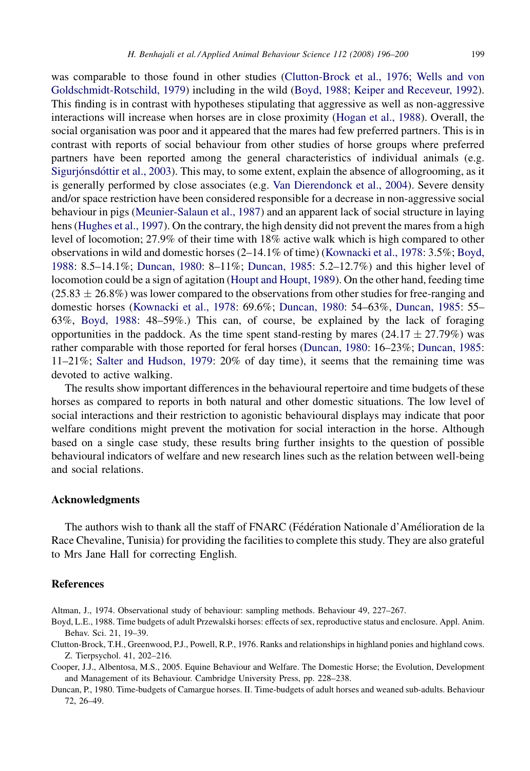was comparable to those found in other studies (Clutton-Brock et al., 1976; Wells and von Goldschmidt-Rotschild, 1979) including in the wild (Boyd, 1988; Keiper and Receveur, 1992). This finding is in contrast with hypotheses stipulating that aggressive as well as non-aggressive interactions will increase when horses are in close proximity (Hogan et al., 1988). Overall, the social organisation was poor and it appeared that the mares had few preferred partners. This is in contrast with reports of social behaviour from other studies of horse groups where preferred partners have been reported among the general characteristics of individual animals (e.g. Sigurjónsdóttir et al., 2003). This may, to some extent, explain the absence of allogrooming, as it is generally performed by close associates (e.g. Van Dierendonck et al., 2004). Severe density and/or space restriction have been considered responsible for a decrease in non-aggressive social behaviour in pigs (Meunier-Salaun et al., 1987) and an apparent lack of social structure in laying hens (Hughes et al., 1997). On the contrary, the high density did not prevent the mares from a high level of locomotion; 27.9% of their time with 18% active walk which is high compared to other observations in wild and domestic horses (2–14.1% of time) (Kownacki et al., 1978: 3.5%; Boyd, 1988: 8.5–14.1%; Duncan, 1980: 8–11%; Duncan, 1985: 5.2–12.7%) and this higher level of locomotion could be a sign of agitation (Houpt and Houpt, 1989). On the other hand, feeding time ($25.83 \pm 26.8\%$) was lower compared to the observations from other studies for free-ranging and domestic horses (Kownacki et al., 1978: 69.6%; Duncan, 1980: 54–63%, Duncan, 1985: 55–63%, Boyd, 1988: 48–59%.) This can, of course, be explained by the lack of foraging opportunities in the paddock. As the time spent stand-resting by mares ($24.17 \pm 27.79\%$) was rather comparable with those reported for feral horses (Duncan, 1980: 16–23%; Duncan, 1985: 11–21%; Salter and Hudson, 1979: 20% of day time), it seems that the remaining time was devoted to active walking.

The results show important differences in the behavioural repertoire and time budgets of these horses as compared to reports in both natural and other domestic situations. The low level of social interactions and their restriction to agonistic behavioural displays may indicate that poor welfare conditions might prevent the motivation for social interaction in the horse. Although based on a single case study, these results bring further insights to the question of possible behavioural indicators of welfare and new research lines such as the relation between well-being and social relations.

## Acknowledgments

The authors wish to thank all the staff of FNARC (Fédération Nationale d'Amélioration de la Race Chevaline, Tunisia) for providing the facilities to complete this study. They are also grateful to Mrs Jane Hall for correcting English.

## References

Altman, J., 1974. Observational study of behaviour: sampling methods. Behaviour 49, 227–267.

Boyd, L.E., 1988. Time budgets of adult Przewalski horses: effects of sex, reproductive status and enclosure. Appl. Anim. Behav. Sci. 21, 19–39.

Clutton-Brock, T.H., Greenwood, P.J., Powell, R.P., 1976. Ranks and relationships in highland ponies and highland cows. Z. Tierpsychol. 41, 202–216.

Cooper, J.J., Albentosa, M.S., 2005. Equine Behaviour and Welfare. The Domestic Horse; the Evolution, Development and Management of its Behaviour. Cambridge University Press, pp. 228–238.

Duncan, P., 1980. Time-budgets of Camargue horses. II. Time-budgets of adult horses and weaned sub-adults. Behaviour 72, 26–49.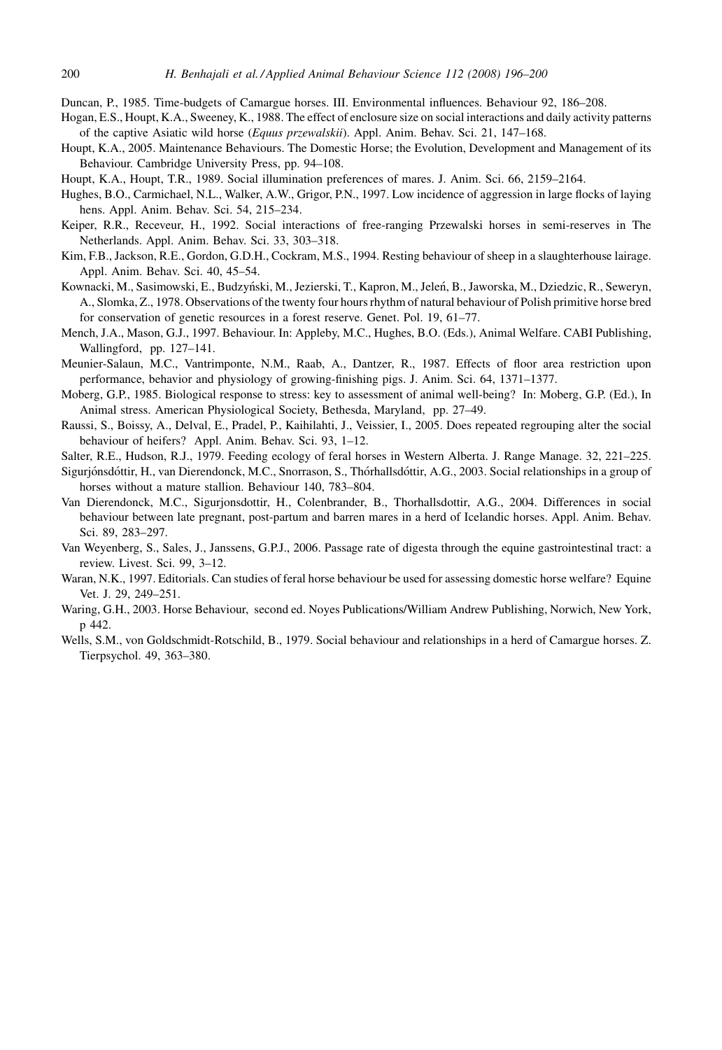Duncan, P., 1985. Time-budgets of Camargue horses. III. Environmental influences. Behaviour 92, 186–208.

Hogan, E.S., Houpt, K.A., Sweeney, K., 1988. The effect of enclosure size on social interactions and daily activity patterns of the captive Asiatic wild horse (*Equus przewalskii*). Appl. Anim. Behav. Sci. 21, 147–168.

Houpt, K.A., 2005. Maintenance Behaviours. The Domestic Horse; the Evolution, Development and Management of its Behaviour. Cambridge University Press, pp. 94–108.

Houpt, K.A., Houpt, T.R., 1989. Social illumination preferences of mares. J. Anim. Sci. 66, 2159–2164.

Hughes, B.O., Carmichael, N.L., Walker, A.W., Grigor, P.N., 1997. Low incidence of aggression in large flocks of laying hens. Appl. Anim. Behav. Sci. 54, 215–234.

Keiper, R.R., Receveur, H., 1992. Social interactions of free-ranging Przewalski horses in semi-reserves in The Netherlands. Appl. Anim. Behav. Sci. 33, 303–318.

Kim, F.B., Jackson, R.E., Gordon, G.D.H., Cockram, M.S., 1994. Resting behaviour of sheep in a slaughterhouse lairage. Appl. Anim. Behav. Sci. 40, 45–54.

Kownacki, M., Sasimowski, E., Budzyński, M., Jezierski, T., Kapron, M., Jeleń, B., Jaworska, M., Dziedzic, R., Seweryn, A., Slomka, Z., 1978. Observations of the twenty four hours rhythm of natural behaviour of Polish primitive horse bred for conservation of genetic resources in a forest reserve. Genet. Pol. 19, 61–77.

Mench, J.A., Mason, G.J., 1997. Behaviour. In: Appleby, M.C., Hughes, B.O. (Eds.), Animal Welfare. CABI Publishing, Wallingford, pp. 127–141.

Meunier-Salaun, M.C., Vantrimponte, N.M., Raab, A., Dantzer, R., 1987. Effects of floor area restriction upon performance, behavior and physiology of growing-finishing pigs. J. Anim. Sci. 64, 1371–1377.

Moberg, G.P., 1985. Biological response to stress: key to assessment of animal well-being? In: Moberg, G.P. (Ed.), In Animal stress. American Physiological Society, Bethesda, Maryland, pp. 27–49.

Raussi, S., Boissy, A., Delval, E., Pradel, P., Kaihilahti, J., Veissier, I., 2005. Does repeated regrouping alter the social behaviour of heifers? Appl. Anim. Behav. Sci. 93, 1–12.

Salter, R.E., Hudson, R.J., 1979. Feeding ecology of feral horses in Western Alberta. J. Range Manage. 32, 221–225.

Sigurjónsdóttir, H., van Dierendonck, M.C., Snorrason, S., Thórhallsdóttir, A.G., 2003. Social relationships in a group of horses without a mature stallion. Behaviour 140, 783–804.

Van Dierendonck, M.C., Sigurjonsdottir, H., Colenbrander, B., Thorhallsdottir, A.G., 2004. Differences in social behaviour between late pregnant, post-partum and barren mares in a herd of Icelandic horses. Appl. Anim. Behav. Sci. 89, 283–297.

Van Weyenberg, S., Sales, J., Janssens, G.P.J., 2006. Passage rate of digesta through the equine gastrointestinal tract: a review. Livest. Sci. 99, 3–12.

Waran, N.K., 1997. Editorials. Can studies of feral horse behaviour be used for assessing domestic horse welfare? Equine Vet. J. 29, 249–251.

Waring, G.H., 2003. Horse Behaviour, second ed. Noyes Publications/William Andrew Publishing, Norwich, New York, p 442.

Wells, S.M., von Goldschmidt-Rotschild, B., 1979. Social behaviour and relationships in a herd of Camargue horses. Z. Tierpsychol. 49, 363–380.